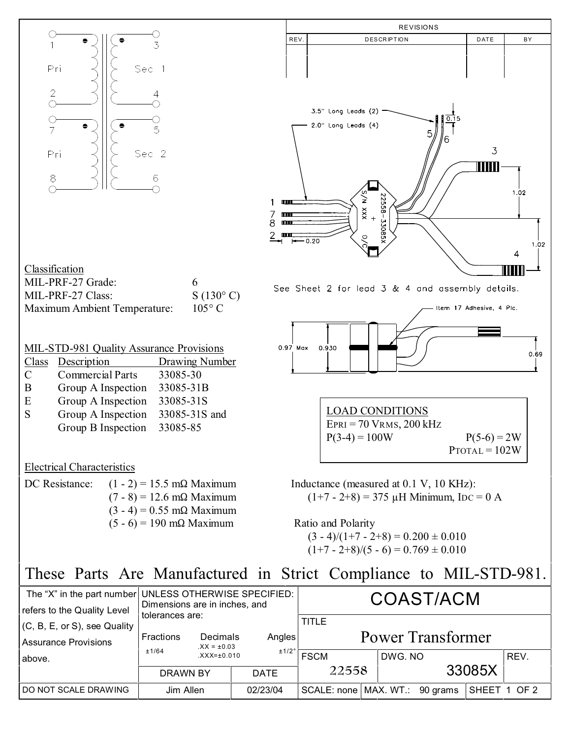| REV. | DESCRIPTION | DATE | BY |
|---|---|---|---|
| | | | |

Pri 1–2, Sec 1 3–4; Pri 7–8, Sec 2 5–6

3.5" Long Leads (2)

2.0" Long Leads (4)

0.15

1.02

1.02

0.20

22558-33085X

S/N XXX

D/C

See Sheet 2 for lead 3 & 4 and assembly details.

Item 17 Adhesive, 4 Plc.

0.97 Max 0.930

0.69

Classification

| | |
|---|---|
| MIL-PRF-27 Grade: | 6 |
| MIL-PRF-27 Class: | S (130° C) |
| Maximum Ambient Temperature: | 105° C |

MIL-STD-981 Quality Assurance Provisions

| Class | Description | Drawing Number |
|---|---|---|
| C | Commercial Parts | 33085-30 |
| B | Group A Inspection | 33085-31B |
| E | Group A Inspection | 33085-31S |
| S | Group A Inspection | 33085-31S and |
| | Group B Inspection | 33085-85 |

LOAD CONDITIONS

$E_{PRI}$ = 70 $V_{RMS}$, 200 kHz

P(3-4) = 100W P(5-6) = 2W

$P_{TOTAL}$ = 102W

Electrical Characteristics

DC Resistance:
- (1 - 2) = 15.5 mΩ Maximum
- (7 - 8) = 12.6 mΩ Maximum
- (3 - 4) = 0.55 mΩ Maximum
- (5 - 6) = 190 mΩ Maximum

Inductance (measured at 0.1 V, 10 KHz):
(1+7 - 2+8) = 375 μH Minimum, $I_{DC}$ = 0 A

Ratio and Polarity
(3 - 4)/(1+7 - 2+8) = 0.200 ± 0.010
(1+7 - 2+8)/(5 - 6) = 0.769 ± 0.010

# These Parts Are Manufactured in Strict Compliance to MIL-STD-981.

| The "X" in the part number refers to the Quality Level (C, B, E, or S), see Quality Assurance Provisions above. | UNLESS OTHERWISE SPECIFIED: Dimensions are in inches, and tolerances are: Fractions ±1/64; Decimals .XX = ±0.03, .XXX=±0.010; Angles ±1/2° | | COAST/ACM | | | |
|---|---|---|---|---|---|---|
| | | | TITLE: Power Transformer | | | |
| | DRAWN BY | DATE | FSCM: 22558 | DWG. NO: 33085X | | REV. |
| DO NOT SCALE DRAWING | Jim Allen | 02/23/04 | SCALE: none | MAX. WT.: 90 grams | SHEET 1 OF 2 | |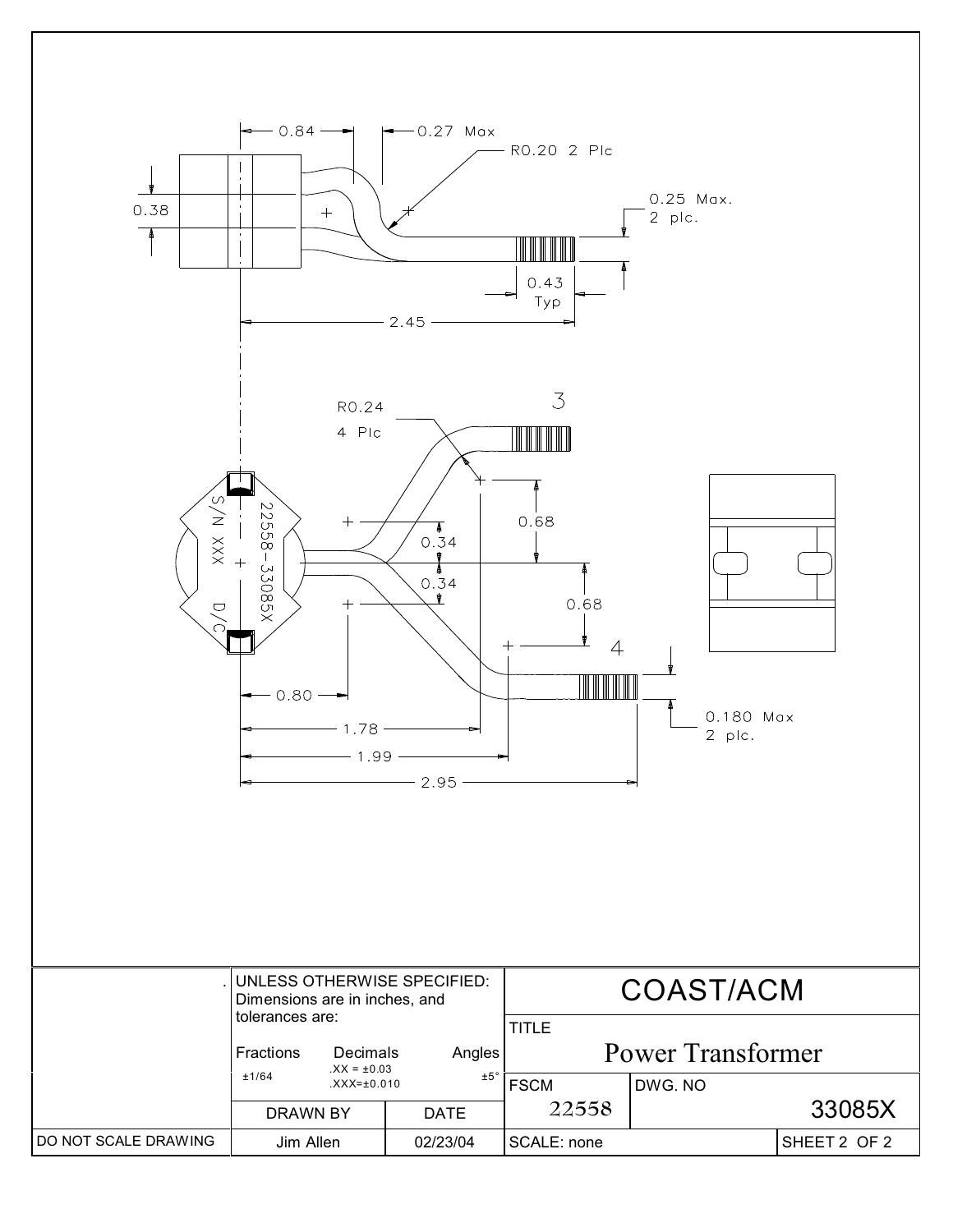0.84

0.27 Max

R0.20 2 Plc

0.25 Max.
2 plc.

0.38

0.43
Typ

2.45

R0.24
4 Plc

3

S/N XXX

22558-33085X

D/C

0.68

0.34

0.34

0.68

4

0.80

0.180 Max
2 plc.

1.78

1.99

2.95

| | | | |
|---|---|---|---|
| | UNLESS OTHERWISE SPECIFIED: Dimensions are in inches, and tolerances are: | COAST/ACM | |
| | Fractions ±1/64 / Decimals .XX = ±0.03 .XXX=±0.010 / Angles ±5° | TITLE Power Transformer | |
| | DRAWN BY / DATE | FSCM 22558 | DWG. NO 33085X |
| DO NOT SCALE DRAWING | Jim Allen / 02/23/04 | SCALE: none | SHEET 2 OF 2 |